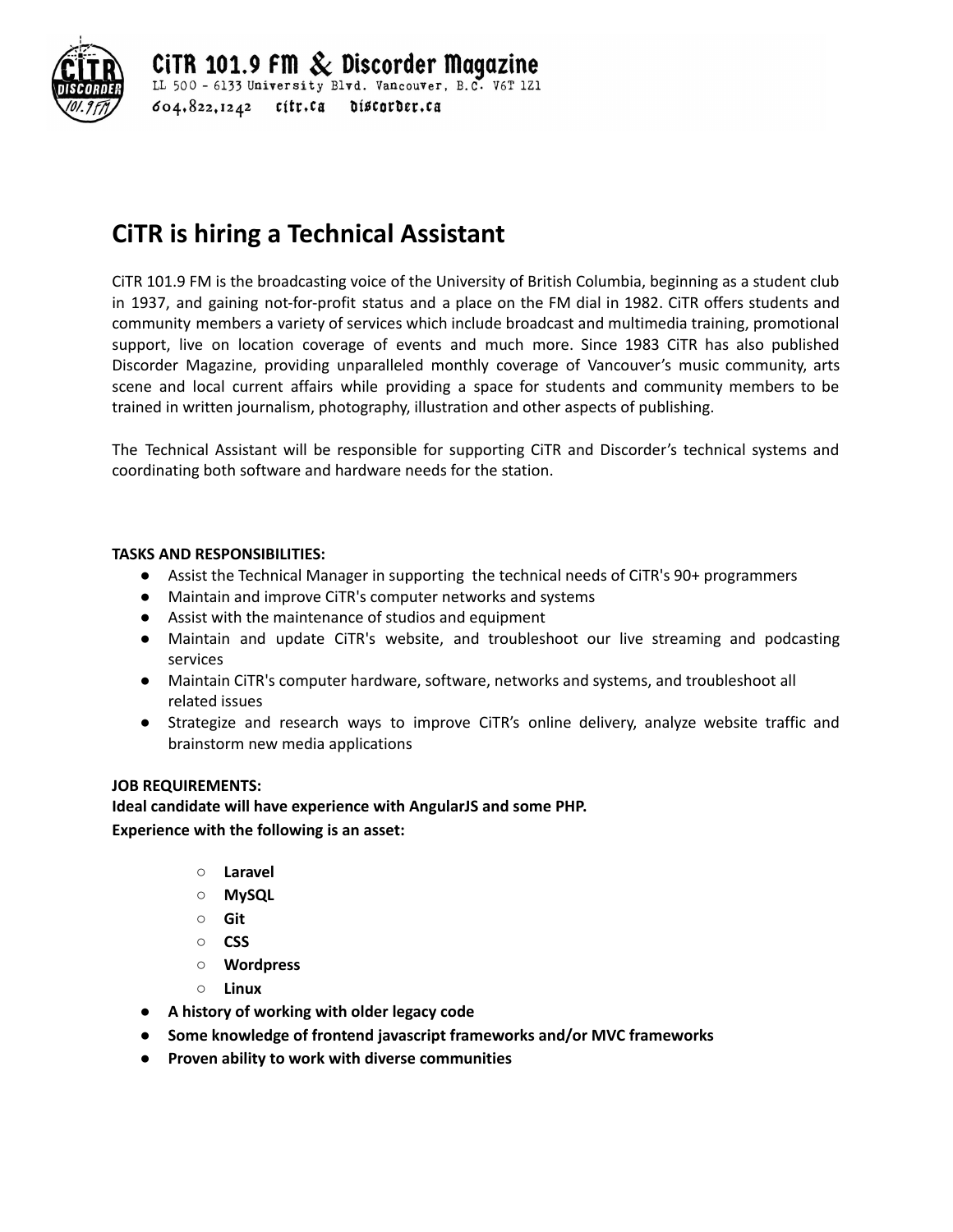CiTR 101.9 FM & Discorder Magazine
LL 500 - 6133 University Blvd. Vancouver, B.C. V6T 1Z1
604.822.1242 citr.ca discorder.ca

# CiTR is hiring a Technical Assistant

CiTR 101.9 FM is the broadcasting voice of the University of British Columbia, beginning as a student club in 1937, and gaining not-for-profit status and a place on the FM dial in 1982. CiTR offers students and community members a variety of services which include broadcast and multimedia training, promotional support, live on location coverage of events and much more. Since 1983 CiTR has also published Discorder Magazine, providing unparalleled monthly coverage of Vancouver's music community, arts scene and local current affairs while providing a space for students and community members to be trained in written journalism, photography, illustration and other aspects of publishing.

The Technical Assistant will be responsible for supporting CiTR and Discorder's technical systems and coordinating both software and hardware needs for the station.

**TASKS AND RESPONSIBILITIES:**

- Assist the Technical Manager in supporting the technical needs of CiTR's 90+ programmers
- Maintain and improve CiTR's computer networks and systems
- Assist with the maintenance of studios and equipment
- Maintain and update CiTR's website, and troubleshoot our live streaming and podcasting services
- Maintain CiTR's computer hardware, software, networks and systems, and troubleshoot all related issues
- Strategize and research ways to improve CiTR's online delivery, analyze website traffic and brainstorm new media applications

**JOB REQUIREMENTS:**

**Ideal candidate will have experience with AngularJS and some PHP.**

**Experience with the following is an asset:**

- **Laravel**
- **MySQL**
- **Git**
- **CSS**
- **Wordpress**
- **Linux**

- **A history of working with older legacy code**
- **Some knowledge of frontend javascript frameworks and/or MVC frameworks**
- **Proven ability to work with diverse communities**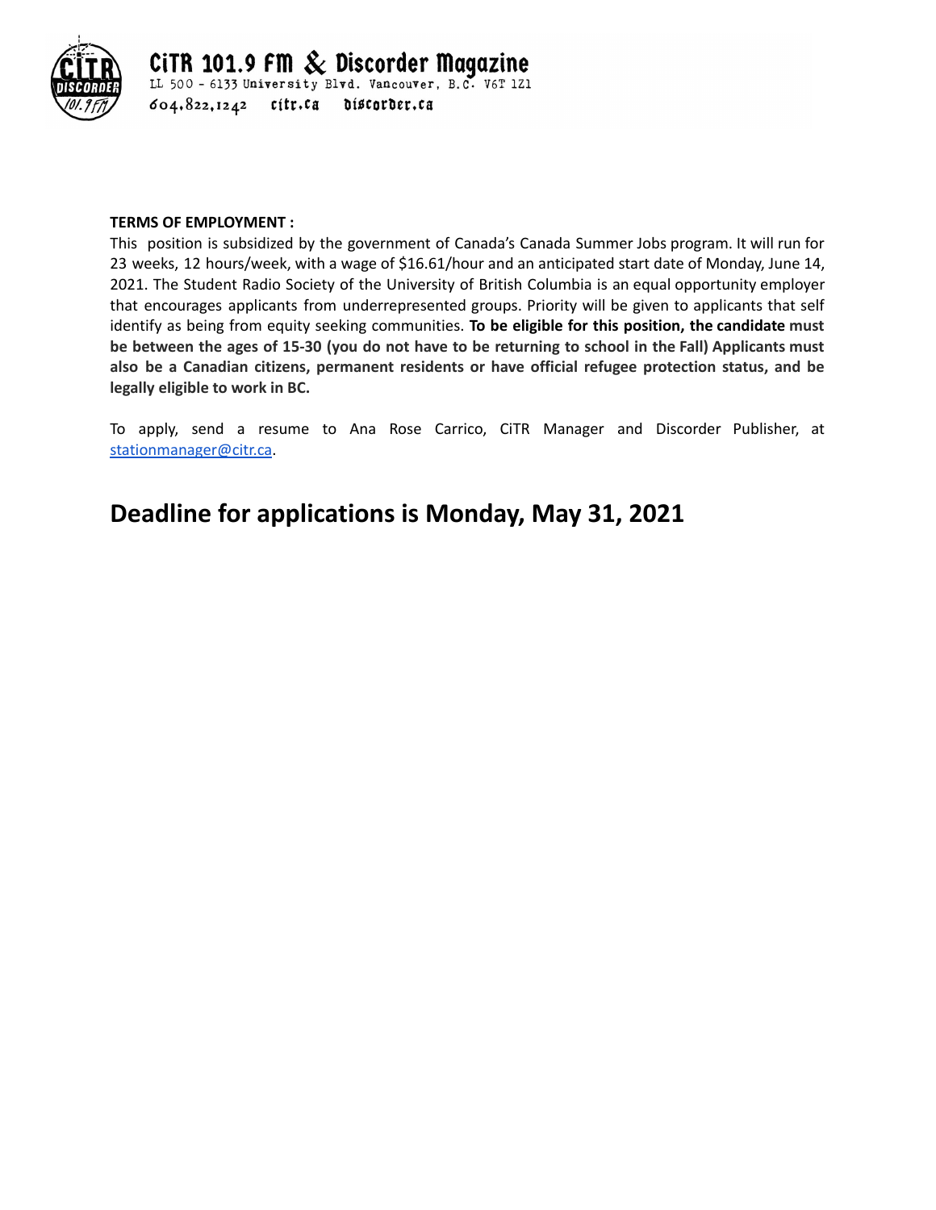**TERMS OF EMPLOYMENT :**

This position is subsidized by the government of Canada's Canada Summer Jobs program. It will run for 23 weeks, 12 hours/week, with a wage of $16.61/hour and an anticipated start date of Monday, June 14, 2021. The Student Radio Society of the University of British Columbia is an equal opportunity employer that encourages applicants from underrepresented groups. Priority will be given to applicants that self identify as being from equity seeking communities. **To be eligible for this position, the candidate must be between the ages of 15-30 (you do not have to be returning to school in the Fall) Applicants must also be a Canadian citizens, permanent residents or have official refugee protection status, and be legally eligible to work in BC.**

To apply, send a resume to Ana Rose Carrico, CiTR Manager and Discorder Publisher, at stationmanager@citr.ca.

## Deadline for applications is Monday, May 31, 2021